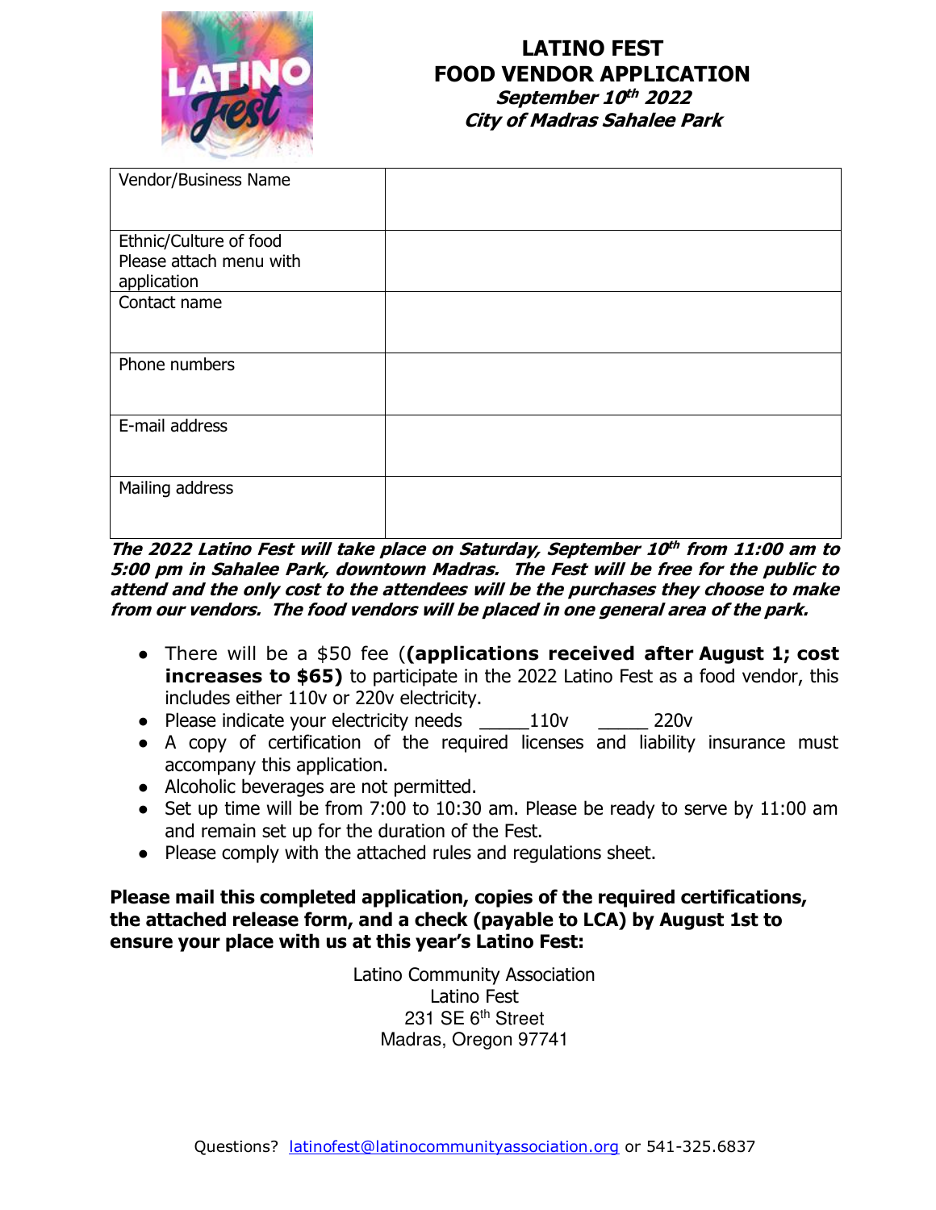# LATINO FEST
## FOOD VENDOR APPLICATION
***September 10th 2022***
***City of Madras Sahalee Park***

| Vendor/Business Name | |
|---|---|
| Ethnic/Culture of food<br>Please attach menu with application | |
| Contact name | |
| Phone numbers | |
| E-mail address | |
| Mailing address | |

***The 2022 Latino Fest will take place on Saturday, September 10th from 11:00 am to 5:00 pm in Sahalee Park, downtown Madras. The Fest will be free for the public to attend and the only cost to the attendees will be the purchases they choose to make from our vendors. The food vendors will be placed in one general area of the park.***

- There will be a $50 fee (**(applications received after August 1; cost increases to $65)** to participate in the 2022 Latino Fest as a food vendor, this includes either 110v or 220v electricity.
- Please indicate your electricity needs _____110v _____ 220v
- A copy of certification of the required licenses and liability insurance must accompany this application.
- Alcoholic beverages are not permitted.
- Set up time will be from 7:00 to 10:30 am. Please be ready to serve by 11:00 am and remain set up for the duration of the Fest.
- Please comply with the attached rules and regulations sheet.

**Please mail this completed application, copies of the required certifications, the attached release form, and a check (payable to LCA) by August 1st to ensure your place with us at this year's Latino Fest:**

Latino Community Association
Latino Fest
231 SE 6th Street
Madras, Oregon 97741

Questions? latinofest@latinocommunityassociation.org or 541-325.6837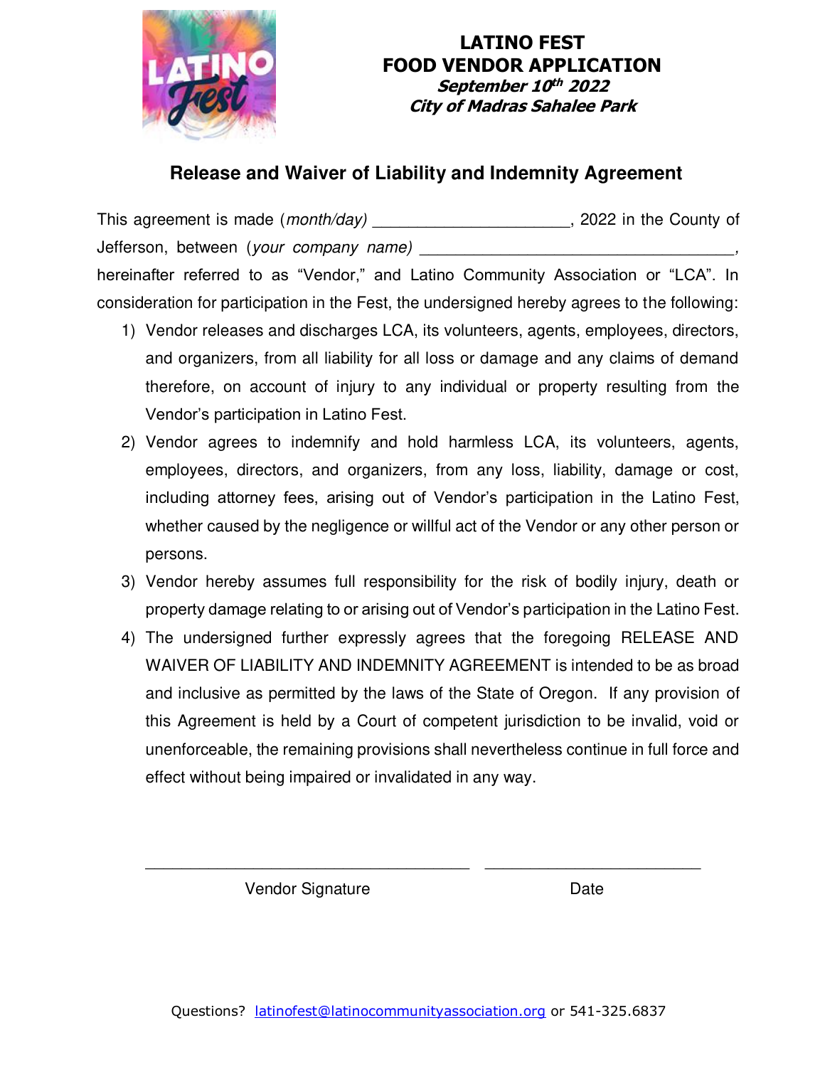# LATINO FEST
## FOOD VENDOR APPLICATION
***September 10th 2022***
***City of Madras Sahalee Park***

## Release and Waiver of Liability and Indemnity Agreement

This agreement is made (*month/day*) ____________________, 2022 in the County of Jefferson, between (*your company name*) ________________________________, hereinafter referred to as "Vendor," and Latino Community Association or "LCA". In consideration for participation in the Fest, the undersigned hereby agrees to the following:

1) Vendor releases and discharges LCA, its volunteers, agents, employees, directors, and organizers, from all liability for all loss or damage and any claims of demand therefore, on account of injury to any individual or property resulting from the Vendor's participation in Latino Fest.
2) Vendor agrees to indemnify and hold harmless LCA, its volunteers, agents, employees, directors, and organizers, from any loss, liability, damage or cost, including attorney fees, arising out of Vendor's participation in the Latino Fest, whether caused by the negligence or willful act of the Vendor or any other person or persons.
3) Vendor hereby assumes full responsibility for the risk of bodily injury, death or property damage relating to or arising out of Vendor's participation in the Latino Fest.
4) The undersigned further expressly agrees that the foregoing RELEASE AND WAIVER OF LIABILITY AND INDEMNITY AGREEMENT is intended to be as broad and inclusive as permitted by the laws of the State of Oregon. If any provision of this Agreement is held by a Court of competent jurisdiction to be invalid, void or unenforceable, the remaining provisions shall nevertheless continue in full force and effect without being impaired or invalidated in any way.

________________________________ ________________________

Vendor Signature Date

Questions? latinofest@latinocommunityassociation.org or 541-325.6837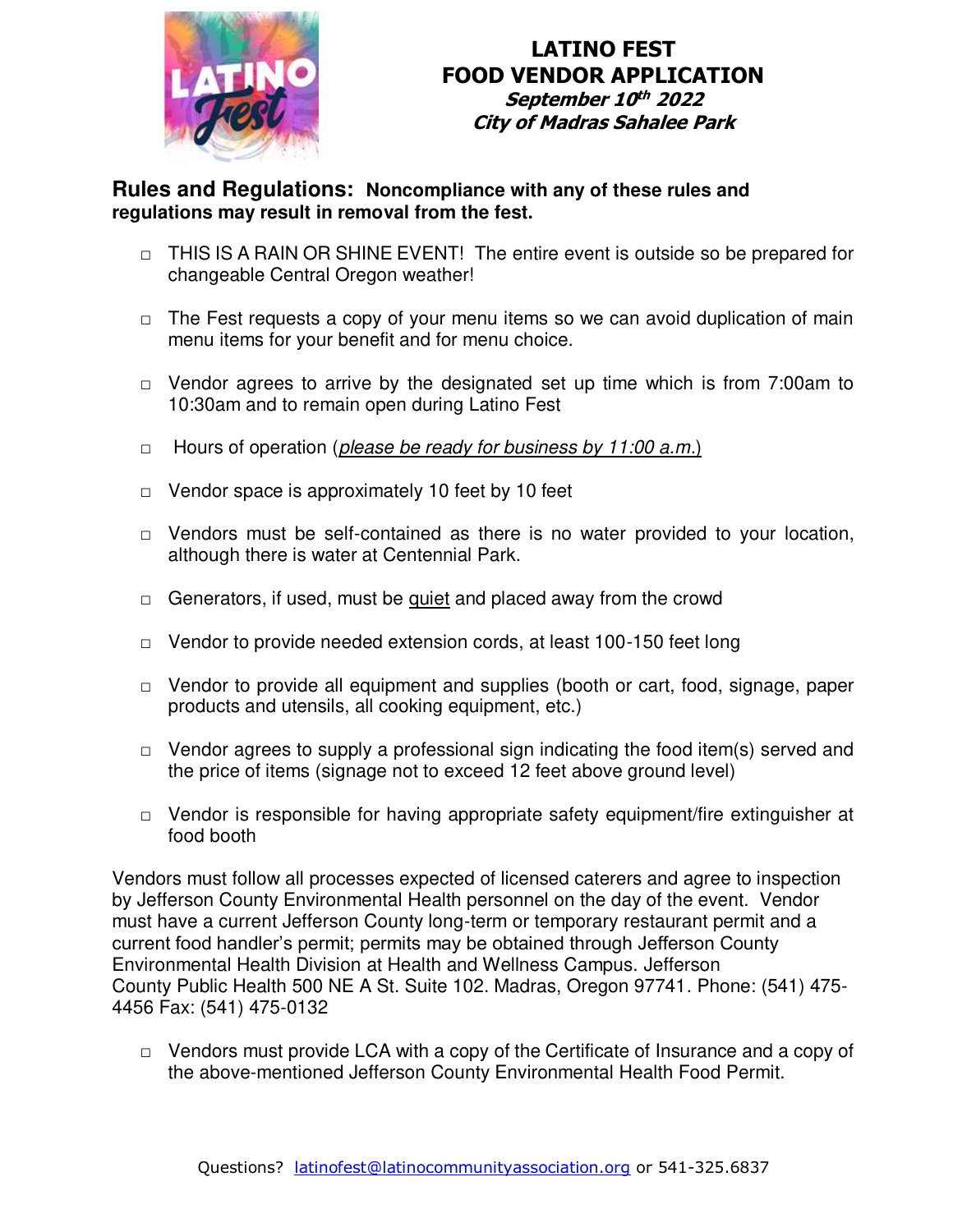# LATINO FEST
# FOOD VENDOR APPLICATION
***September 10th 2022***
***City of Madras Sahalee Park***

**Rules and Regulations: Noncompliance with any of these rules and regulations may result in removal from the fest.**

- □ THIS IS A RAIN OR SHINE EVENT! The entire event is outside so be prepared for changeable Central Oregon weather!
- □ The Fest requests a copy of your menu items so we can avoid duplication of main menu items for your benefit and for menu choice.
- □ Vendor agrees to arrive by the designated set up time which is from 7:00am to 10:30am and to remain open during Latino Fest
- □ Hours of operation (*please be ready for business by 11:00 a.m.*)
- □ Vendor space is approximately 10 feet by 10 feet
- □ Vendors must be self-contained as there is no water provided to your location, although there is water at Centennial Park.
- □ Generators, if used, must be quiet and placed away from the crowd
- □ Vendor to provide needed extension cords, at least 100-150 feet long
- □ Vendor to provide all equipment and supplies (booth or cart, food, signage, paper products and utensils, all cooking equipment, etc.)
- □ Vendor agrees to supply a professional sign indicating the food item(s) served and the price of items (signage not to exceed 12 feet above ground level)
- □ Vendor is responsible for having appropriate safety equipment/fire extinguisher at food booth

Vendors must follow all processes expected of licensed caterers and agree to inspection by Jefferson County Environmental Health personnel on the day of the event. Vendor must have a current Jefferson County long-term or temporary restaurant permit and a current food handler's permit; permits may be obtained through Jefferson County Environmental Health Division at Health and Wellness Campus. Jefferson County Public Health 500 NE A St. Suite 102. Madras, Oregon 97741. Phone: (541) 475-4456 Fax: (541) 475-0132

- □ Vendors must provide LCA with a copy of the Certificate of Insurance and a copy of the above-mentioned Jefferson County Environmental Health Food Permit.

Questions? latinofest@latinocommunityassociation.org or 541-325.6837